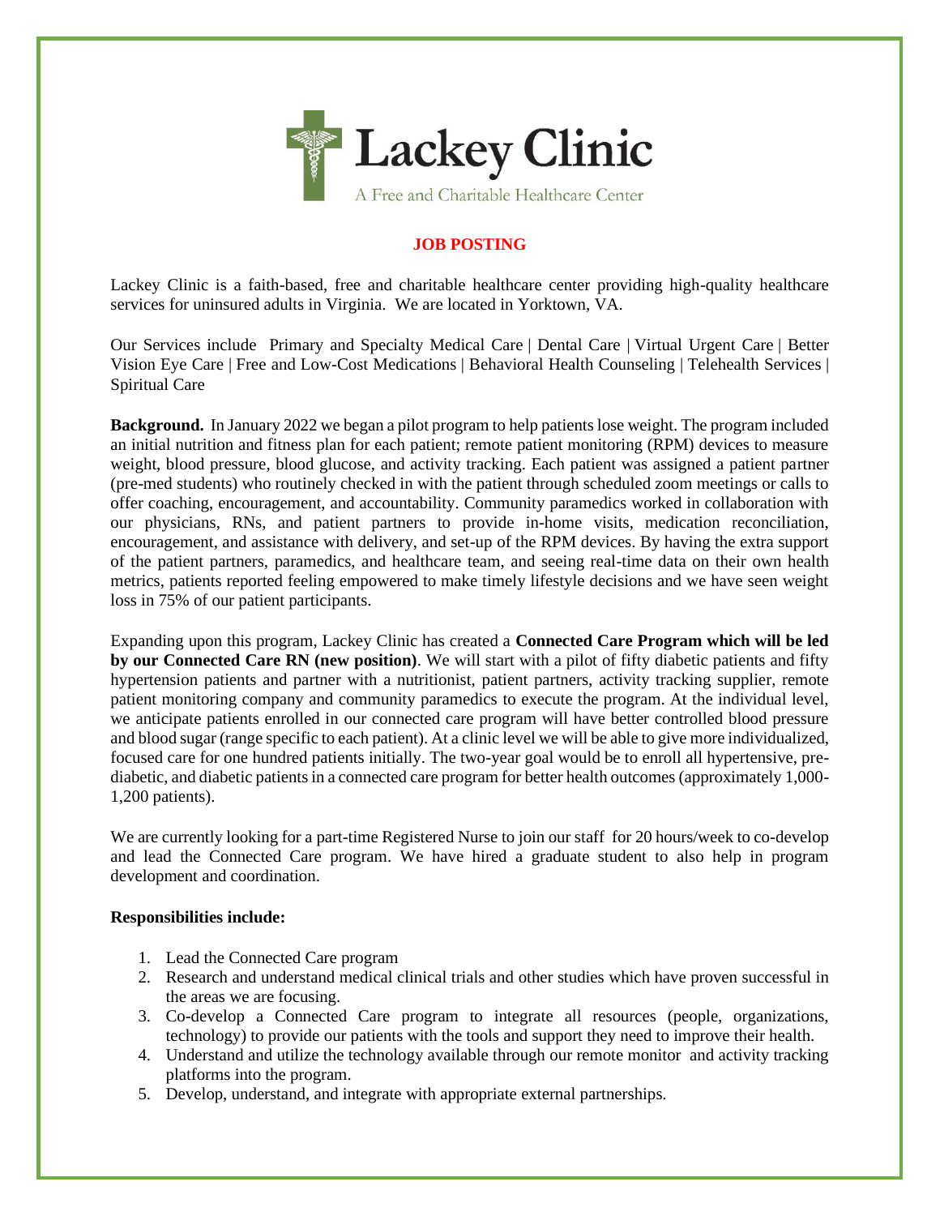Lackey Clinic

A Free and Charitable Healthcare Center

**JOB POSTING**

Lackey Clinic is a faith-based, free and charitable healthcare center providing high-quality healthcare services for uninsured adults in Virginia. We are located in Yorktown, VA.

Our Services include Primary and Specialty Medical Care | Dental Care | Virtual Urgent Care | Better Vision Eye Care | Free and Low-Cost Medications | Behavioral Health Counseling | Telehealth Services | Spiritual Care

**Background.** In January 2022 we began a pilot program to help patients lose weight. The program included an initial nutrition and fitness plan for each patient; remote patient monitoring (RPM) devices to measure weight, blood pressure, blood glucose, and activity tracking. Each patient was assigned a patient partner (pre-med students) who routinely checked in with the patient through scheduled zoom meetings or calls to offer coaching, encouragement, and accountability. Community paramedics worked in collaboration with our physicians, RNs, and patient partners to provide in-home visits, medication reconciliation, encouragement, and assistance with delivery, and set-up of the RPM devices. By having the extra support of the patient partners, paramedics, and healthcare team, and seeing real-time data on their own health metrics, patients reported feeling empowered to make timely lifestyle decisions and we have seen weight loss in 75% of our patient participants.

Expanding upon this program, Lackey Clinic has created a **Connected Care Program which will be led by our Connected Care RN (new position)**. We will start with a pilot of fifty diabetic patients and fifty hypertension patients and partner with a nutritionist, patient partners, activity tracking supplier, remote patient monitoring company and community paramedics to execute the program. At the individual level, we anticipate patients enrolled in our connected care program will have better controlled blood pressure and blood sugar (range specific to each patient). At a clinic level we will be able to give more individualized, focused care for one hundred patients initially. The two-year goal would be to enroll all hypertensive, pre-diabetic, and diabetic patients in a connected care program for better health outcomes (approximately 1,000-1,200 patients).

We are currently looking for a part-time Registered Nurse to join our staff for 20 hours/week to co-develop and lead the Connected Care program. We have hired a graduate student to also help in program development and coordination.

**Responsibilities include:**

1. Lead the Connected Care program
2. Research and understand medical clinical trials and other studies which have proven successful in the areas we are focusing.
3. Co-develop a Connected Care program to integrate all resources (people, organizations, technology) to provide our patients with the tools and support they need to improve their health.
4. Understand and utilize the technology available through our remote monitor and activity tracking platforms into the program.
5. Develop, understand, and integrate with appropriate external partnerships.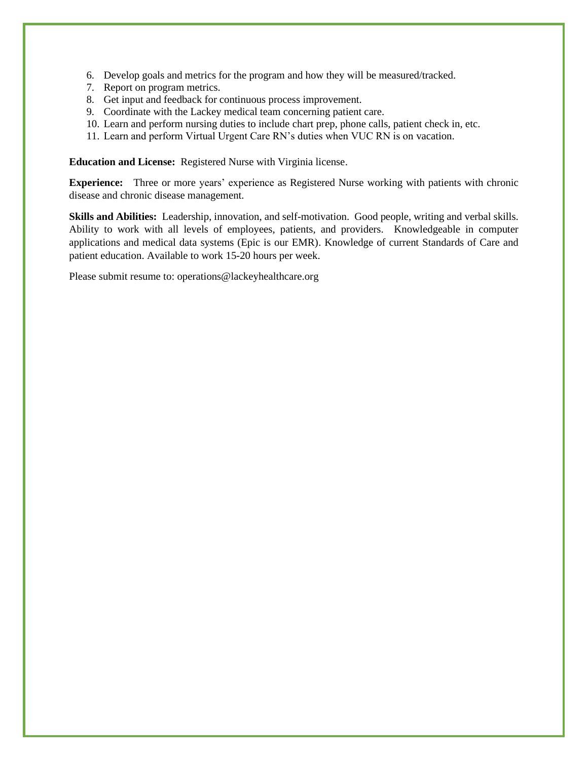6. Develop goals and metrics for the program and how they will be measured/tracked.
7. Report on program metrics.
8. Get input and feedback for continuous process improvement.
9. Coordinate with the Lackey medical team concerning patient care.
10. Learn and perform nursing duties to include chart prep, phone calls, patient check in, etc.
11. Learn and perform Virtual Urgent Care RN's duties when VUC RN is on vacation.

**Education and License:** Registered Nurse with Virginia license.

**Experience:** Three or more years' experience as Registered Nurse working with patients with chronic disease and chronic disease management.

**Skills and Abilities:** Leadership, innovation, and self-motivation. Good people, writing and verbal skills. Ability to work with all levels of employees, patients, and providers. Knowledgeable in computer applications and medical data systems (Epic is our EMR). Knowledge of current Standards of Care and patient education. Available to work 15-20 hours per week.

Please submit resume to: operations@lackeyhealthcare.org